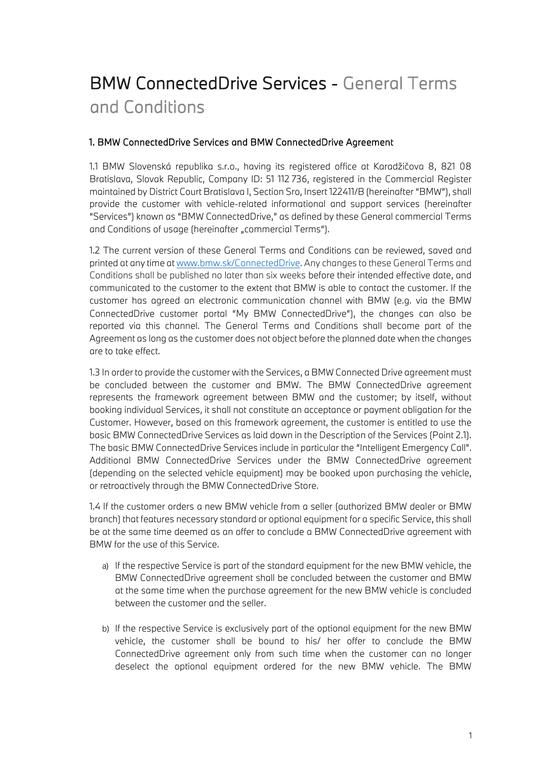# BMW ConnectedDrive Services - General Terms and Conditions

## 1. BMW ConnectedDrive Services and BMW ConnectedDrive Agreement

1.1 BMW Slovenská republika s.r.o., having its registered office at Karadžičova 8, 821 08 Bratislava, Slovak Republic, Company ID: 51 112 736, registered in the Commercial Register maintained by District Court Bratislava I, Section Sro, Insert 122411/B (hereinafter "BMW"), shall provide the customer with vehicle-related informational and support services (hereinafter "Services") known as "BMW ConnectedDrive," as defined by these General commercial Terms and Conditions of usage (hereinafter „commercial Terms").

1.2 The current version of these General Terms and Conditions can be reviewed, saved and printed at any time at [www.bmw.sk/ConnectedDrive](www.bmw.sk/ConnectedDrive). Any changes to these General Terms and Conditions shall be published no later than six weeks before their intended effective date, and communicated to the customer to the extent that BMW is able to contact the customer. If the customer has agreed an electronic communication channel with BMW (e.g. via the BMW ConnectedDrive customer portal "My BMW ConnectedDrive"), the changes can also be reported via this channel. The General Terms and Conditions shall become part of the Agreement as long as the customer does not object before the planned date when the changes are to take effect.

1.3 In order to provide the customer with the Services, a BMW Connected Drive agreement must be concluded between the customer and BMW. The BMW ConnectedDrive agreement represents the framework agreement between BMW and the customer; by itself, without booking individual Services, it shall not constitute an acceptance or payment obligation for the Customer. However, based on this framework agreement, the customer is entitled to use the basic BMW ConnectedDrive Services as laid down in the Description of the Services (Point 2.1). The basic BMW ConnectedDrive Services include in particular the "Intelligent Emergency Call". Additional BMW ConnectedDrive Services under the BMW ConnectedDrive agreement (depending on the selected vehicle equipment) may be booked upon purchasing the vehicle, or retroactively through the BMW ConnectedDrive Store.

1.4 If the customer orders a new BMW vehicle from a seller (authorized BMW dealer or BMW branch) that features necessary standard or optional equipment for a specific Service, this shall be at the same time deemed as an offer to conclude a BMW ConnectedDrive agreement with BMW for the use of this Service.

a) If the respective Service is part of the standard equipment for the new BMW vehicle, the BMW ConnectedDrive agreement shall be concluded between the customer and BMW at the same time when the purchase agreement for the new BMW vehicle is concluded between the customer and the seller.

b) If the respective Service is exclusively part of the optional equipment for the new BMW vehicle, the customer shall be bound to his/ her offer to conclude the BMW ConnectedDrive agreement only from such time when the customer can no longer deselect the optional equipment ordered for the new BMW vehicle. The BMW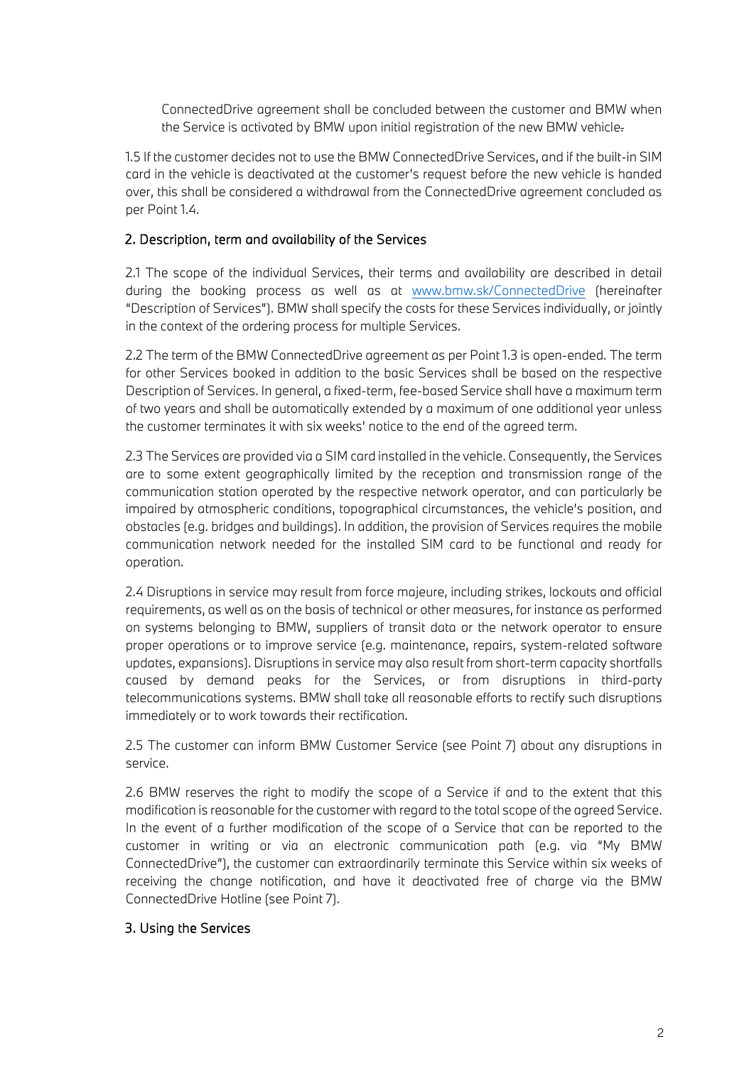ConnectedDrive agreement shall be concluded between the customer and BMW when the Service is activated by BMW upon initial registration of the new BMW vehicle.

1.5 If the customer decides not to use the BMW ConnectedDrive Services, and if the built-in SIM card in the vehicle is deactivated at the customer's request before the new vehicle is handed over, this shall be considered a withdrawal from the ConnectedDrive agreement concluded as per Point 1.4.

## 2. Description, term and availability of the Services

2.1 The scope of the individual Services, their terms and availability are described in detail during the booking process as well as at [www.bmw.sk/ConnectedDrive](http://www.bmw.sk/ConnectedDrive) (hereinafter "Description of Services"). BMW shall specify the costs for these Services individually, or jointly in the context of the ordering process for multiple Services.

2.2 The term of the BMW ConnectedDrive agreement as per Point 1.3 is open-ended. The term for other Services booked in addition to the basic Services shall be based on the respective Description of Services. In general, a fixed-term, fee-based Service shall have a maximum term of two years and shall be automatically extended by a maximum of one additional year unless the customer terminates it with six weeks' notice to the end of the agreed term.

2.3 The Services are provided via a SIM card installed in the vehicle. Consequently, the Services are to some extent geographically limited by the reception and transmission range of the communication station operated by the respective network operator, and can particularly be impaired by atmospheric conditions, topographical circumstances, the vehicle's position, and obstacles (e.g. bridges and buildings). In addition, the provision of Services requires the mobile communication network needed for the installed SIM card to be functional and ready for operation.

2.4 Disruptions in service may result from force majeure, including strikes, lockouts and official requirements, as well as on the basis of technical or other measures, for instance as performed on systems belonging to BMW, suppliers of transit data or the network operator to ensure proper operations or to improve service (e.g. maintenance, repairs, system-related software updates, expansions). Disruptions in service may also result from short-term capacity shortfalls caused by demand peaks for the Services, or from disruptions in third-party telecommunications systems. BMW shall take all reasonable efforts to rectify such disruptions immediately or to work towards their rectification.

2.5 The customer can inform BMW Customer Service (see Point 7) about any disruptions in service.

2.6 BMW reserves the right to modify the scope of a Service if and to the extent that this modification is reasonable for the customer with regard to the total scope of the agreed Service. In the event of a further modification of the scope of a Service that can be reported to the customer in writing or via an electronic communication path (e.g. via "My BMW ConnectedDrive"), the customer can extraordinarily terminate this Service within six weeks of receiving the change notification, and have it deactivated free of charge via the BMW ConnectedDrive Hotline (see Point 7).

## 3. Using the Services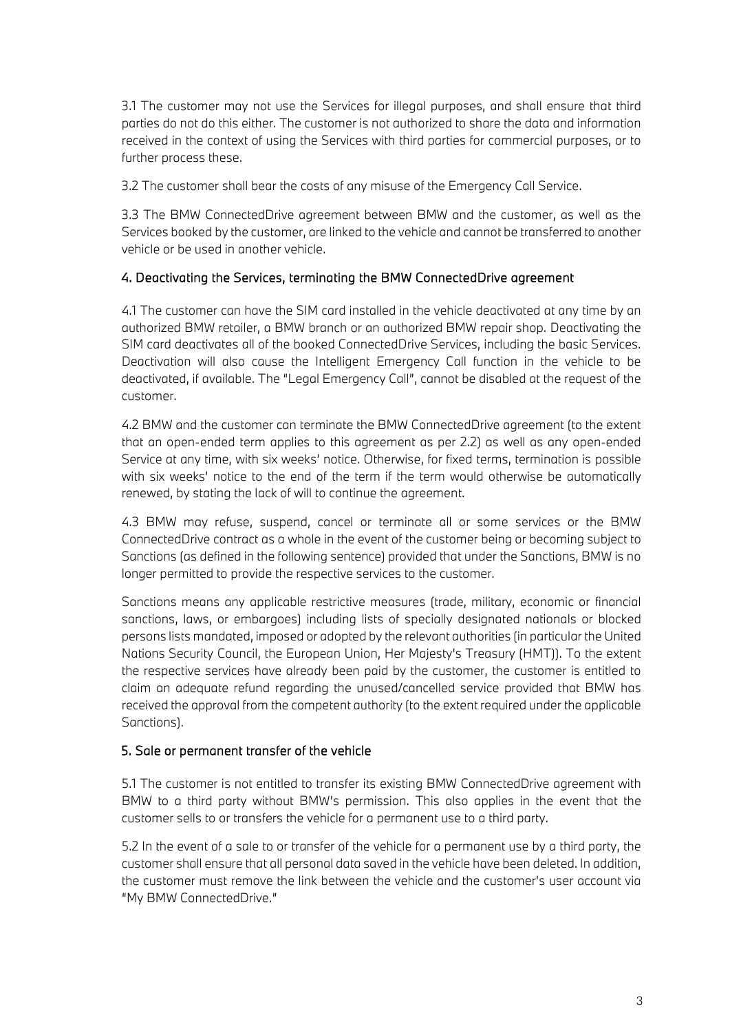3.1 The customer may not use the Services for illegal purposes, and shall ensure that third parties do not do this either. The customer is not authorized to share the data and information received in the context of using the Services with third parties for commercial purposes, or to further process these.

3.2 The customer shall bear the costs of any misuse of the Emergency Call Service.

3.3 The BMW ConnectedDrive agreement between BMW and the customer, as well as the Services booked by the customer, are linked to the vehicle and cannot be transferred to another vehicle or be used in another vehicle.

## 4. Deactivating the Services, terminating the BMW ConnectedDrive agreement

4.1 The customer can have the SIM card installed in the vehicle deactivated at any time by an authorized BMW retailer, a BMW branch or an authorized BMW repair shop. Deactivating the SIM card deactivates all of the booked ConnectedDrive Services, including the basic Services. Deactivation will also cause the Intelligent Emergency Call function in the vehicle to be deactivated, if available. The "Legal Emergency Call", cannot be disabled at the request of the customer.

4.2 BMW and the customer can terminate the BMW ConnectedDrive agreement (to the extent that an open-ended term applies to this agreement as per 2.2) as well as any open-ended Service at any time, with six weeks' notice. Otherwise, for fixed terms, termination is possible with six weeks' notice to the end of the term if the term would otherwise be automatically renewed, by stating the lack of will to continue the agreement.

4.3 BMW may refuse, suspend, cancel or terminate all or some services or the BMW ConnectedDrive contract as a whole in the event of the customer being or becoming subject to Sanctions (as defined in the following sentence) provided that under the Sanctions, BMW is no longer permitted to provide the respective services to the customer.

Sanctions means any applicable restrictive measures (trade, military, economic or financial sanctions, laws, or embargoes) including lists of specially designated nationals or blocked persons lists mandated, imposed or adopted by the relevant authorities (in particular the United Nations Security Council, the European Union, Her Majesty's Treasury (HMT)). To the extent the respective services have already been paid by the customer, the customer is entitled to claim an adequate refund regarding the unused/cancelled service provided that BMW has received the approval from the competent authority (to the extent required under the applicable Sanctions).

## 5. Sale or permanent transfer of the vehicle

5.1 The customer is not entitled to transfer its existing BMW ConnectedDrive agreement with BMW to a third party without BMW's permission. This also applies in the event that the customer sells to or transfers the vehicle for a permanent use to a third party.

5.2 In the event of a sale to or transfer of the vehicle for a permanent use by a third party, the customer shall ensure that all personal data saved in the vehicle have been deleted. In addition, the customer must remove the link between the vehicle and the customer's user account via "My BMW ConnectedDrive."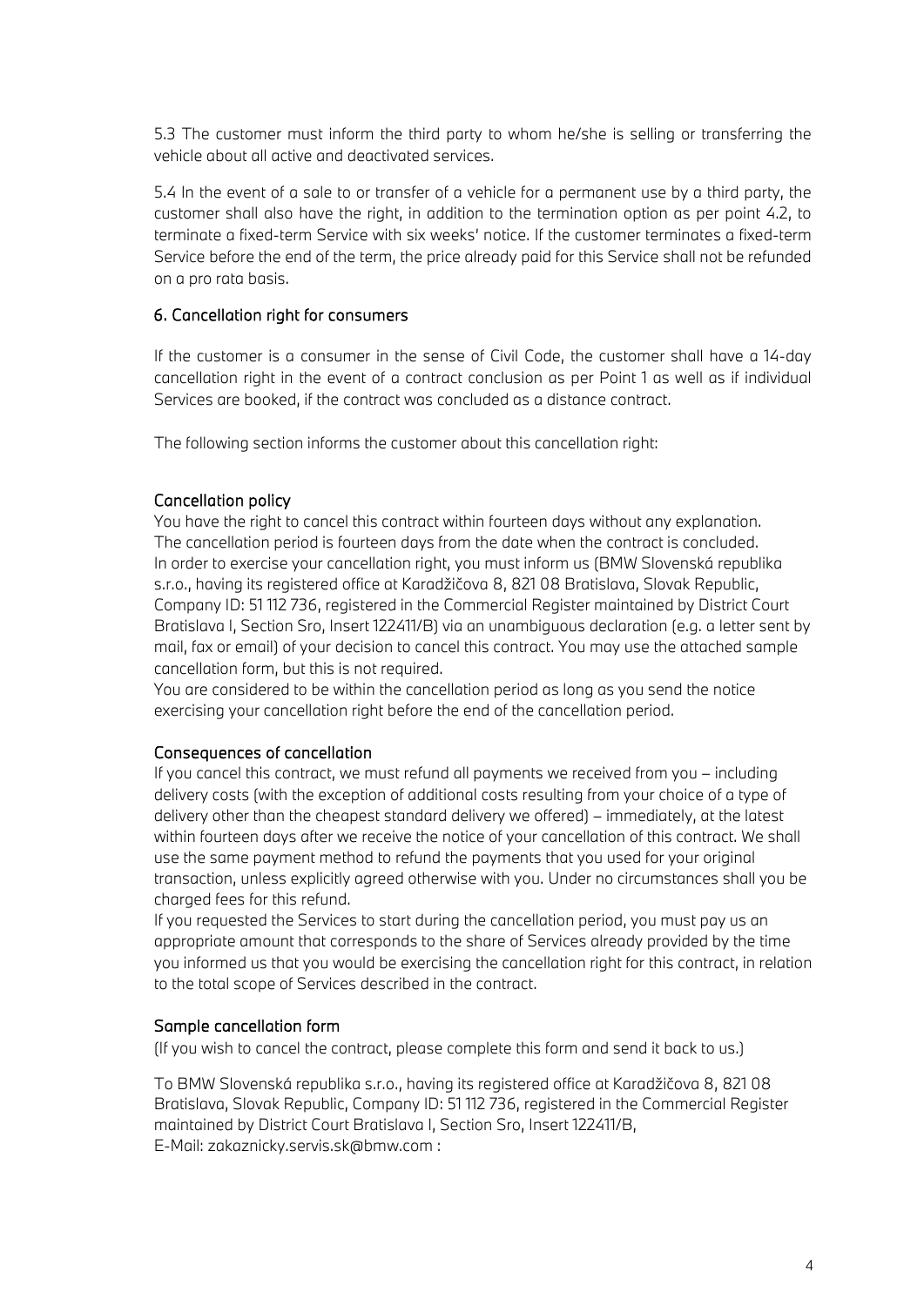5.3 The customer must inform the third party to whom he/she is selling or transferring the vehicle about all active and deactivated services.

5.4 In the event of a sale to or transfer of a vehicle for a permanent use by a third party, the customer shall also have the right, in addition to the termination option as per point 4.2, to terminate a fixed-term Service with six weeks' notice. If the customer terminates a fixed-term Service before the end of the term, the price already paid for this Service shall not be refunded on a pro rata basis.

## 6. Cancellation right for consumers

If the customer is a consumer in the sense of Civil Code, the customer shall have a 14-day cancellation right in the event of a contract conclusion as per Point 1 as well as if individual Services are booked, if the contract was concluded as a distance contract.

The following section informs the customer about this cancellation right:

### Cancellation policy

You have the right to cancel this contract within fourteen days without any explanation.
The cancellation period is fourteen days from the date when the contract is concluded.
In order to exercise your cancellation right, you must inform us (BMW Slovenská republika s.r.o., having its registered office at Karadžičova 8, 821 08 Bratislava, Slovak Republic, Company ID: 51 112 736, registered in the Commercial Register maintained by District Court Bratislava I, Section Sro, Insert 122411/B) via an unambiguous declaration (e.g. a letter sent by mail, fax or email) of your decision to cancel this contract. You may use the attached sample cancellation form, but this is not required.
You are considered to be within the cancellation period as long as you send the notice exercising your cancellation right before the end of the cancellation period.

### Consequences of cancellation

If you cancel this contract, we must refund all payments we received from you – including delivery costs (with the exception of additional costs resulting from your choice of a type of delivery other than the cheapest standard delivery we offered) – immediately, at the latest within fourteen days after we receive the notice of your cancellation of this contract. We shall use the same payment method to refund the payments that you used for your original transaction, unless explicitly agreed otherwise with you. Under no circumstances shall you be charged fees for this refund.
If you requested the Services to start during the cancellation period, you must pay us an appropriate amount that corresponds to the share of Services already provided by the time you informed us that you would be exercising the cancellation right for this contract, in relation to the total scope of Services described in the contract.

### Sample cancellation form

(If you wish to cancel the contract, please complete this form and send it back to us.)

To BMW Slovenská republika s.r.o., having its registered office at Karadžičova 8, 821 08 Bratislava, Slovak Republic, Company ID: 51 112 736, registered in the Commercial Register maintained by District Court Bratislava I, Section Sro, Insert 122411/B,
E-Mail: zakaznicky.servis.sk@bmw.com :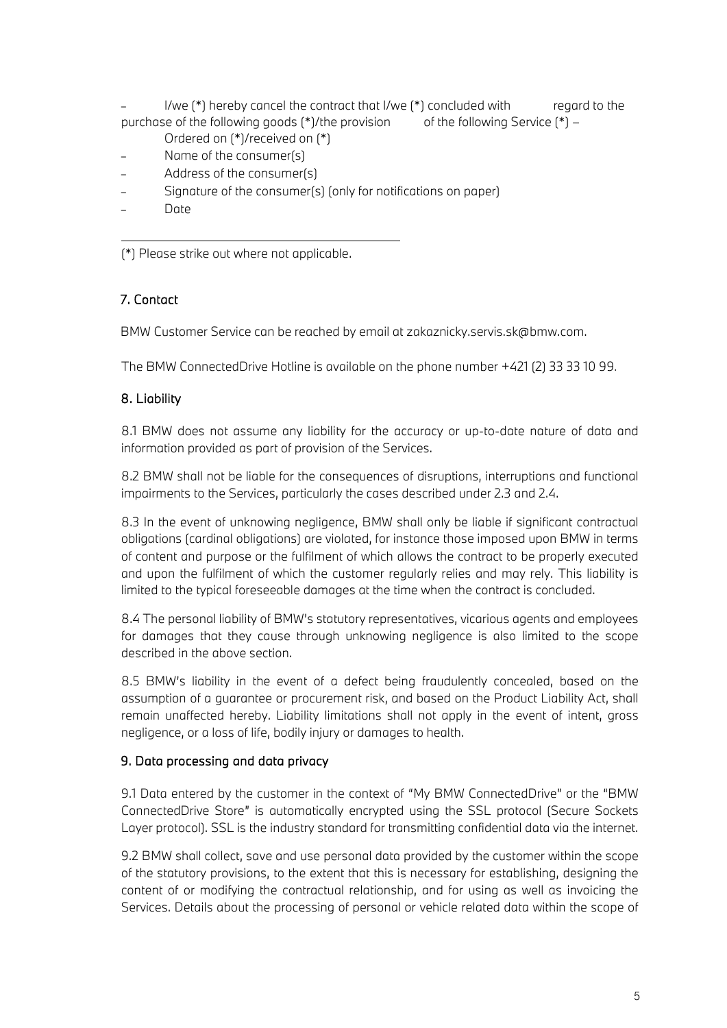- I/we (*) hereby cancel the contract that I/we (*) concluded with regard to the purchase of the following goods (*)/the provision of the following Service (*) – Ordered on (*)/received on (*)
- Name of the consumer(s)
- Address of the consumer(s)
- Signature of the consumer(s) (only for notifications on paper)
- Date

---

(*) Please strike out where not applicable.

## 7. Contact

BMW Customer Service can be reached by email at zakaznicky.servis.sk@bmw.com.

The BMW ConnectedDrive Hotline is available on the phone number +421 (2) 33 33 10 99.

## 8. Liability

8.1 BMW does not assume any liability for the accuracy or up-to-date nature of data and information provided as part of provision of the Services.

8.2 BMW shall not be liable for the consequences of disruptions, interruptions and functional impairments to the Services, particularly the cases described under 2.3 and 2.4.

8.3 In the event of unknowing negligence, BMW shall only be liable if significant contractual obligations (cardinal obligations) are violated, for instance those imposed upon BMW in terms of content and purpose or the fulfilment of which allows the contract to be properly executed and upon the fulfilment of which the customer regularly relies and may rely. This liability is limited to the typical foreseeable damages at the time when the contract is concluded.

8.4 The personal liability of BMW's statutory representatives, vicarious agents and employees for damages that they cause through unknowing negligence is also limited to the scope described in the above section.

8.5 BMW's liability in the event of a defect being fraudulently concealed, based on the assumption of a guarantee or procurement risk, and based on the Product Liability Act, shall remain unaffected hereby. Liability limitations shall not apply in the event of intent, gross negligence, or a loss of life, bodily injury or damages to health.

## 9. Data processing and data privacy

9.1 Data entered by the customer in the context of "My BMW ConnectedDrive" or the "BMW ConnectedDrive Store" is automatically encrypted using the SSL protocol (Secure Sockets Layer protocol). SSL is the industry standard for transmitting confidential data via the internet.

9.2 BMW shall collect, save and use personal data provided by the customer within the scope of the statutory provisions, to the extent that this is necessary for establishing, designing the content of or modifying the contractual relationship, and for using as well as invoicing the Services. Details about the processing of personal or vehicle related data within the scope of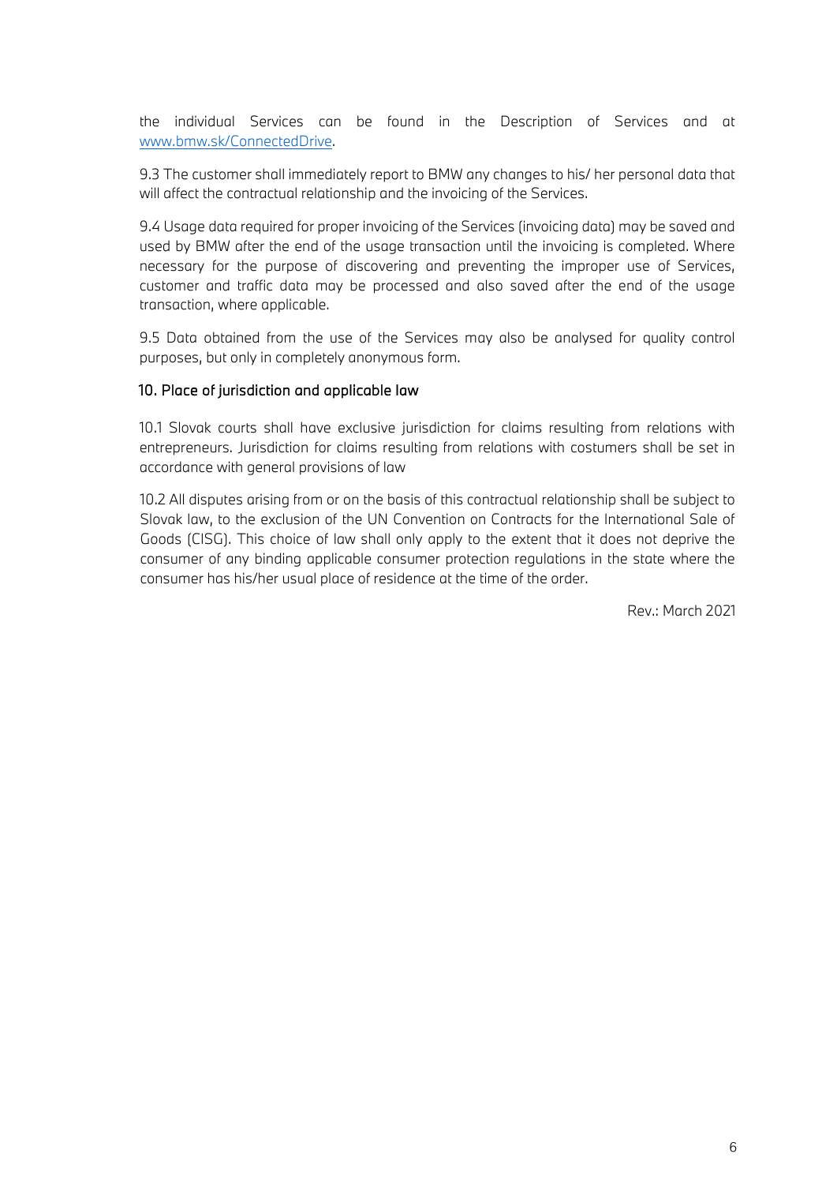the individual Services can be found in the Description of Services and at www.bmw.sk/ConnectedDrive.

9.3 The customer shall immediately report to BMW any changes to his/ her personal data that will affect the contractual relationship and the invoicing of the Services.

9.4 Usage data required for proper invoicing of the Services (invoicing data) may be saved and used by BMW after the end of the usage transaction until the invoicing is completed. Where necessary for the purpose of discovering and preventing the improper use of Services, customer and traffic data may be processed and also saved after the end of the usage transaction, where applicable.

9.5 Data obtained from the use of the Services may also be analysed for quality control purposes, but only in completely anonymous form.

## 10. Place of jurisdiction and applicable law

10.1 Slovak courts shall have exclusive jurisdiction for claims resulting from relations with entrepreneurs. Jurisdiction for claims resulting from relations with costumers shall be set in accordance with general provisions of law

10.2 All disputes arising from or on the basis of this contractual relationship shall be subject to Slovak law, to the exclusion of the UN Convention on Contracts for the International Sale of Goods (CISG). This choice of law shall only apply to the extent that it does not deprive the consumer of any binding applicable consumer protection regulations in the state where the consumer has his/her usual place of residence at the time of the order.

Rev.: March 2021